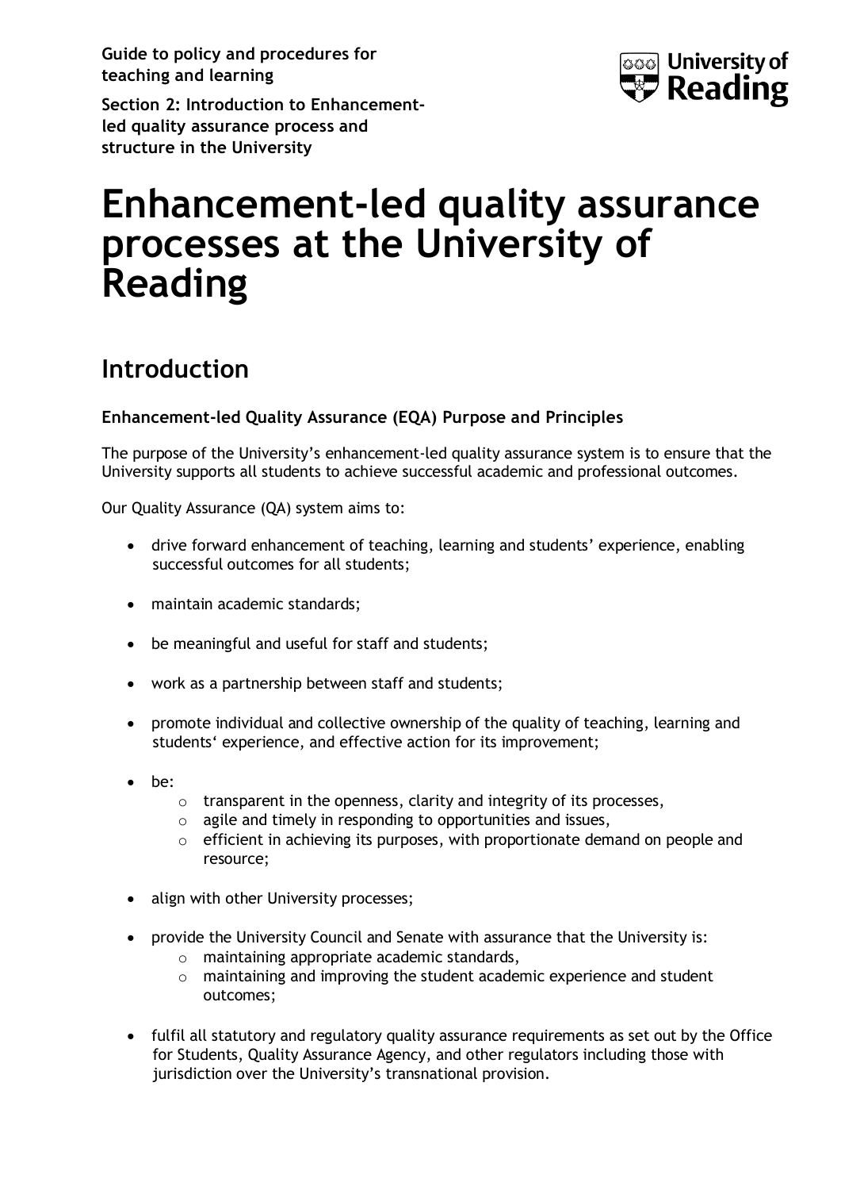**Guide to policy and procedures for teaching and learning**

**Section 2: Introduction to Enhancement-led quality assurance process and structure in the University**

# Enhancement-led quality assurance processes at the University of Reading

## Introduction

### Enhancement-led Quality Assurance (EQA) Purpose and Principles

The purpose of the University's enhancement-led quality assurance system is to ensure that the University supports all students to achieve successful academic and professional outcomes.

Our Quality Assurance (QA) system aims to:

- drive forward enhancement of teaching, learning and students' experience, enabling successful outcomes for all students;
- maintain academic standards;
- be meaningful and useful for staff and students;
- work as a partnership between staff and students;
- promote individual and collective ownership of the quality of teaching, learning and students' experience, and effective action for its improvement;
- be:
    - transparent in the openness, clarity and integrity of its processes,
    - agile and timely in responding to opportunities and issues,
    - efficient in achieving its purposes, with proportionate demand on people and resource;
- align with other University processes;
- provide the University Council and Senate with assurance that the University is:
    - maintaining appropriate academic standards,
    - maintaining and improving the student academic experience and student outcomes;
- fulfil all statutory and regulatory quality assurance requirements as set out by the Office for Students, Quality Assurance Agency, and other regulators including those with jurisdiction over the University's transnational provision.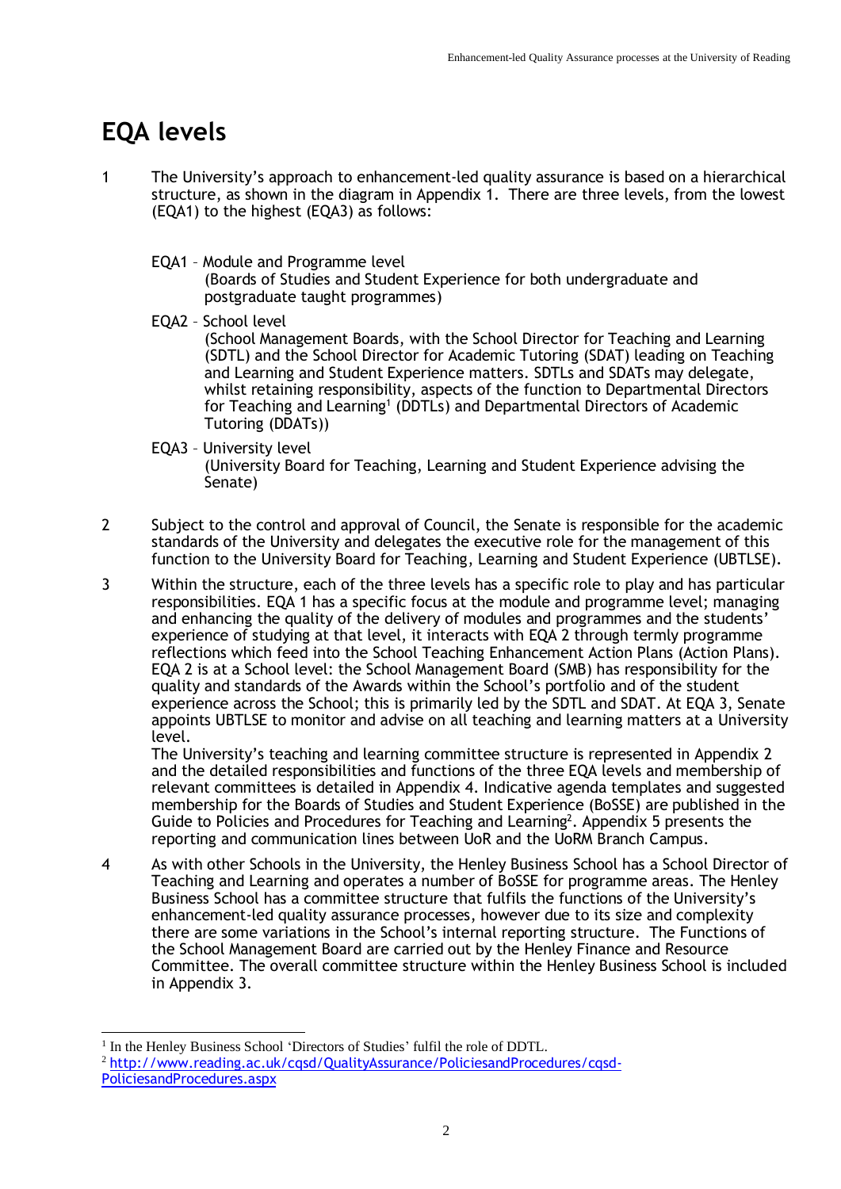# EQA levels

1 The University's approach to enhancement-led quality assurance is based on a hierarchical structure, as shown in the diagram in Appendix 1. There are three levels, from the lowest (EQA1) to the highest (EQA3) as follows:

EQA1 – Module and Programme level
(Boards of Studies and Student Experience for both undergraduate and postgraduate taught programmes)

EQA2 – School level
(School Management Boards, with the School Director for Teaching and Learning (SDTL) and the School Director for Academic Tutoring (SDAT) leading on Teaching and Learning and Student Experience matters. SDTLs and SDATs may delegate, whilst retaining responsibility, aspects of the function to Departmental Directors for Teaching and Learning[1] (DDTLs) and Departmental Directors of Academic Tutoring (DDATs))

EQA3 – University level
(University Board for Teaching, Learning and Student Experience advising the Senate)

2 Subject to the control and approval of Council, the Senate is responsible for the academic standards of the University and delegates the executive role for the management of this function to the University Board for Teaching, Learning and Student Experience (UBTLSE).

3 Within the structure, each of the three levels has a specific role to play and has particular responsibilities. EQA 1 has a specific focus at the module and programme level; managing and enhancing the quality of the delivery of modules and programmes and the students' experience of studying at that level, it interacts with EQA 2 through termly programme reflections which feed into the School Teaching Enhancement Action Plans (Action Plans). EQA 2 is at a School level: the School Management Board (SMB) has responsibility for the quality and standards of the Awards within the School's portfolio and of the student experience across the School; this is primarily led by the SDTL and SDAT. At EQA 3, Senate appoints UBTLSE to monitor and advise on all teaching and learning matters at a University level.
The University's teaching and learning committee structure is represented in Appendix 2 and the detailed responsibilities and functions of the three EQA levels and membership of relevant committees is detailed in Appendix 4. Indicative agenda templates and suggested membership for the Boards of Studies and Student Experience (BoSSE) are published in the Guide to Policies and Procedures for Teaching and Learning[2]. Appendix 5 presents the reporting and communication lines between UoR and the UoRM Branch Campus.

4 As with other Schools in the University, the Henley Business School has a School Director of Teaching and Learning and operates a number of BoSSE for programme areas. The Henley Business School has a committee structure that fulfils the functions of the University's enhancement-led quality assurance processes, however due to its size and complexity there are some variations in the School's internal reporting structure. The Functions of the School Management Board are carried out by the Henley Finance and Resource Committee. The overall committee structure within the Henley Business School is included in Appendix 3.

---

[1] In the Henley Business School 'Directors of Studies' fulfil the role of DDTL.

[2] http://www.reading.ac.uk/cqsd/QualityAssurance/PoliciesandProcedures/cqsd-PoliciesandProcedures.aspx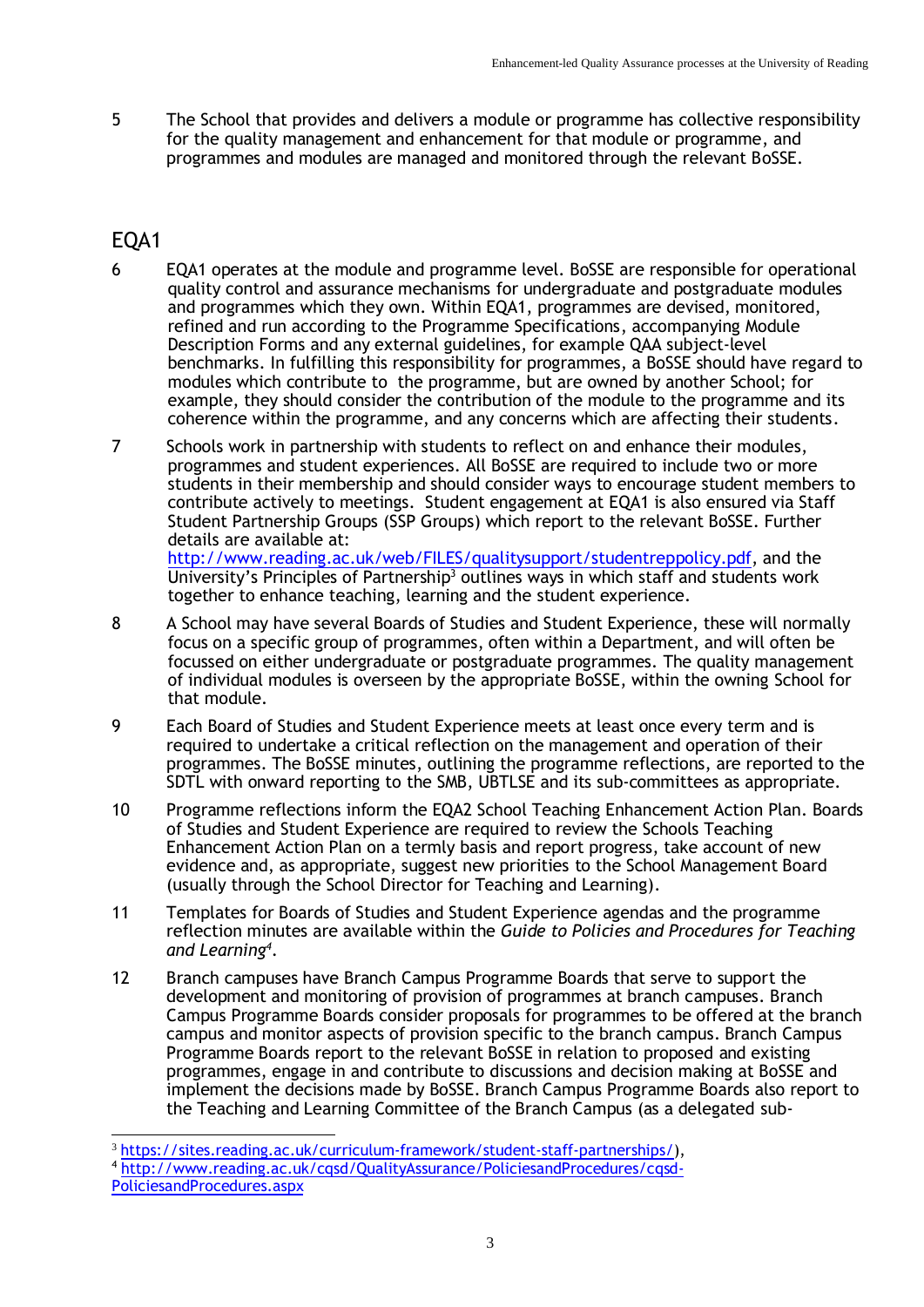5 The School that provides and delivers a module or programme has collective responsibility for the quality management and enhancement for that module or programme, and programmes and modules are managed and monitored through the relevant BoSSE.

## EQA1

6 EQA1 operates at the module and programme level. BoSSE are responsible for operational quality control and assurance mechanisms for undergraduate and postgraduate modules and programmes which they own. Within EQA1, programmes are devised, monitored, refined and run according to the Programme Specifications, accompanying Module Description Forms and any external guidelines, for example QAA subject-level benchmarks. In fulfilling this responsibility for programmes, a BoSSE should have regard to modules which contribute to the programme, but are owned by another School; for example, they should consider the contribution of the module to the programme and its coherence within the programme, and any concerns which are affecting their students.

7 Schools work in partnership with students to reflect on and enhance their modules, programmes and student experiences. All BoSSE are required to include two or more students in their membership and should consider ways to encourage student members to contribute actively to meetings. Student engagement at EQA1 is also ensured via Staff Student Partnership Groups (SSP Groups) which report to the relevant BoSSE. Further details are available at: [http://www.reading.ac.uk/web/FILES/qualitysupport/studentreppolicy.pdf](http://www.reading.ac.uk/web/FILES/qualitysupport/studentreppolicy.pdf), and the University's Principles of Partnership[3] outlines ways in which staff and students work together to enhance teaching, learning and the student experience.

8 A School may have several Boards of Studies and Student Experience, these will normally focus on a specific group of programmes, often within a Department, and will often be focussed on either undergraduate or postgraduate programmes. The quality management of individual modules is overseen by the appropriate BoSSE, within the owning School for that module.

9 Each Board of Studies and Student Experience meets at least once every term and is required to undertake a critical reflection on the management and operation of their programmes. The BoSSE minutes, outlining the programme reflections, are reported to the SDTL with onward reporting to the SMB, UBTLSE and its sub-committees as appropriate.

10 Programme reflections inform the EQA2 School Teaching Enhancement Action Plan. Boards of Studies and Student Experience are required to review the Schools Teaching Enhancement Action Plan on a termly basis and report progress, take account of new evidence and, as appropriate, suggest new priorities to the School Management Board (usually through the School Director for Teaching and Learning).

11 Templates for Boards of Studies and Student Experience agendas and the programme reflection minutes are available within the *Guide to Policies and Procedures for Teaching and Learning*[4].

12 Branch campuses have Branch Campus Programme Boards that serve to support the development and monitoring of provision of programmes at branch campuses. Branch Campus Programme Boards consider proposals for programmes to be offered at the branch campus and monitor aspects of provision specific to the branch campus. Branch Campus Programme Boards report to the relevant BoSSE in relation to proposed and existing programmes, engage in and contribute to discussions and decision making at BoSSE and implement the decisions made by BoSSE. Branch Campus Programme Boards also report to the Teaching and Learning Committee of the Branch Campus (as a delegated sub-

---

[3] [https://sites.reading.ac.uk/curriculum-framework/student-staff-partnerships/](https://sites.reading.ac.uk/curriculum-framework/student-staff-partnerships/)),

[4] [http://www.reading.ac.uk/cqsd/QualityAssurance/PoliciesandProcedures/cqsd-PoliciesandProcedures.aspx](http://www.reading.ac.uk/cqsd/QualityAssurance/PoliciesandProcedures/cqsd-PoliciesandProcedures.aspx)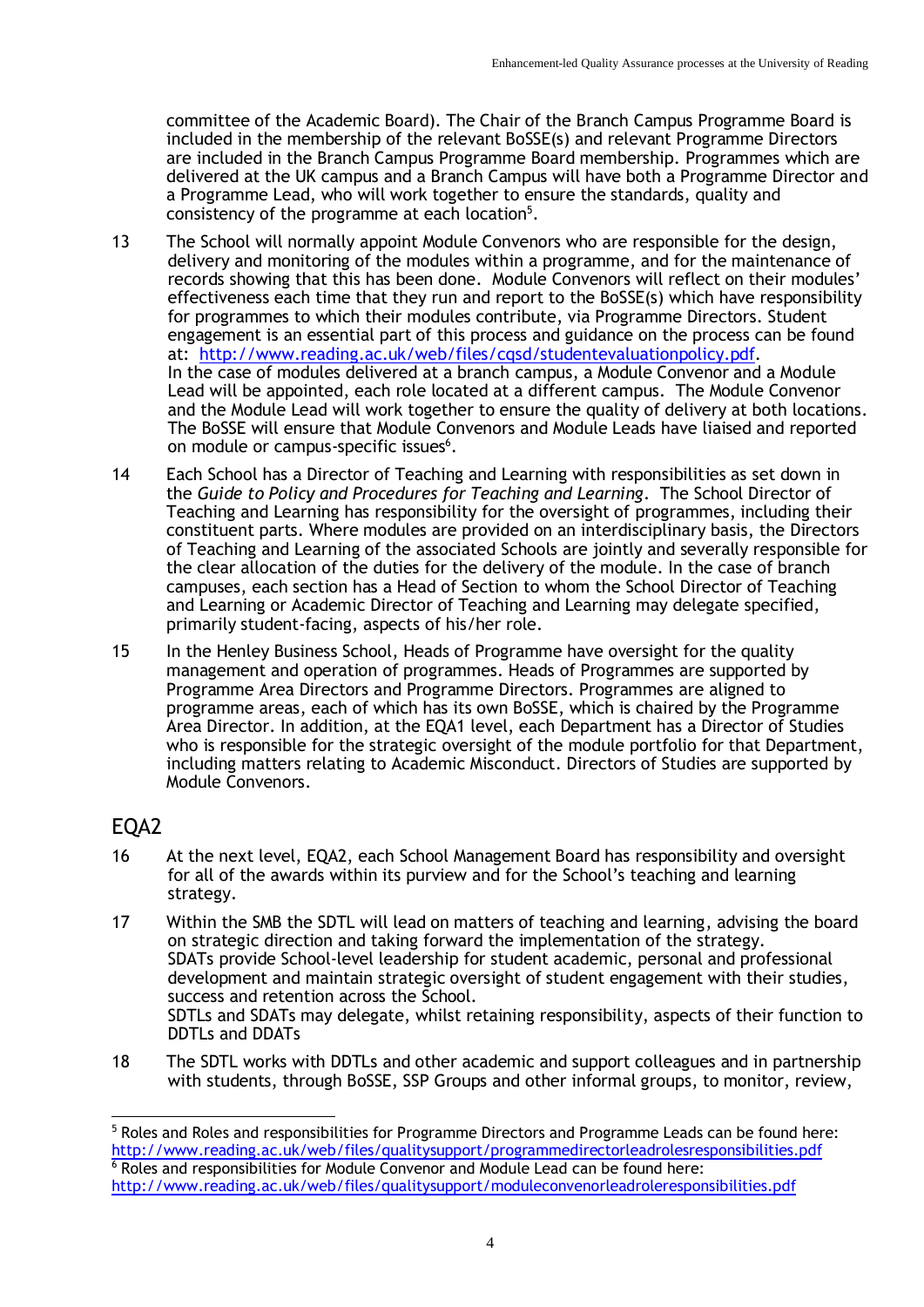committee of the Academic Board). The Chair of the Branch Campus Programme Board is included in the membership of the relevant BoSSE(s) and relevant Programme Directors are included in the Branch Campus Programme Board membership. Programmes which are delivered at the UK campus and a Branch Campus will have both a Programme Director and a Programme Lead, who will work together to ensure the standards, quality and consistency of the programme at each location[5].

13 The School will normally appoint Module Convenors who are responsible for the design, delivery and monitoring of the modules within a programme, and for the maintenance of records showing that this has been done. Module Convenors will reflect on their modules' effectiveness each time that they run and report to the BoSSE(s) which have responsibility for programmes to which their modules contribute, via Programme Directors. Student engagement is an essential part of this process and guidance on the process can be found at: [http://www.reading.ac.uk/web/files/cqsd/studentevaluationpolicy.pdf](http://www.reading.ac.uk/web/files/cqsd/studentevaluationpolicy.pdf). In the case of modules delivered at a branch campus, a Module Convenor and a Module Lead will be appointed, each role located at a different campus. The Module Convenor and the Module Lead will work together to ensure the quality of delivery at both locations. The BoSSE will ensure that Module Convenors and Module Leads have liaised and reported on module or campus-specific issues[6].

14 Each School has a Director of Teaching and Learning with responsibilities as set down in the *Guide to Policy and Procedures for Teaching and Learning*. The School Director of Teaching and Learning has responsibility for the oversight of programmes, including their constituent parts. Where modules are provided on an interdisciplinary basis, the Directors of Teaching and Learning of the associated Schools are jointly and severally responsible for the clear allocation of the duties for the delivery of the module. In the case of branch campuses, each section has a Head of Section to whom the School Director of Teaching and Learning or Academic Director of Teaching and Learning may delegate specified, primarily student-facing, aspects of his/her role.

15 In the Henley Business School, Heads of Programme have oversight for the quality management and operation of programmes. Heads of Programmes are supported by Programme Area Directors and Programme Directors. Programmes are aligned to programme areas, each of which has its own BoSSE, which is chaired by the Programme Area Director. In addition, at the EQA1 level, each Department has a Director of Studies who is responsible for the strategic oversight of the module portfolio for that Department, including matters relating to Academic Misconduct. Directors of Studies are supported by Module Convenors.

## EQA2

16 At the next level, EQA2, each School Management Board has responsibility and oversight for all of the awards within its purview and for the School's teaching and learning strategy.

17 Within the SMB the SDTL will lead on matters of teaching and learning, advising the board on strategic direction and taking forward the implementation of the strategy. SDATs provide School-level leadership for student academic, personal and professional development and maintain strategic oversight of student engagement with their studies, success and retention across the School. SDTLs and SDATs may delegate, whilst retaining responsibility, aspects of their function to DDTLs and DDATs

18 The SDTL works with DDTLs and other academic and support colleagues and in partnership with students, through BoSSE, SSP Groups and other informal groups, to monitor, review,

---

[5] Roles and Roles and responsibilities for Programme Directors and Programme Leads can be found here: [http://www.reading.ac.uk/web/files/qualitysupport/programmedirectorleadrolesresponsibilities.pdf](http://www.reading.ac.uk/web/files/qualitysupport/programmedirectorleadrolesresponsibilities.pdf)

[6] Roles and responsibilities for Module Convenor and Module Lead can be found here: [http://www.reading.ac.uk/web/files/qualitysupport/moduleconvenorleadroleresponsibilities.pdf](http://www.reading.ac.uk/web/files/qualitysupport/moduleconvenorleadroleresponsibilities.pdf)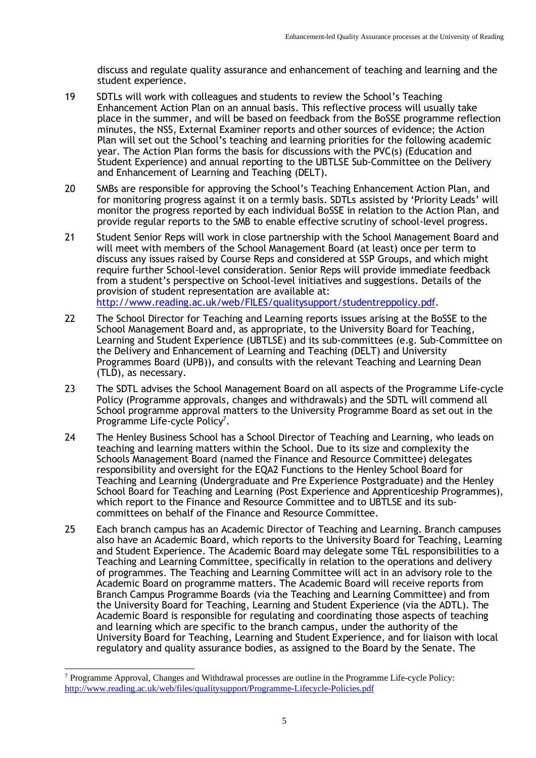discuss and regulate quality assurance and enhancement of teaching and learning and the student experience.

19 SDTLs will work with colleagues and students to review the School's Teaching Enhancement Action Plan on an annual basis. This reflective process will usually take place in the summer, and will be based on feedback from the BoSSE programme reflection minutes, the NSS, External Examiner reports and other sources of evidence; the Action Plan will set out the School's teaching and learning priorities for the following academic year. The Action Plan forms the basis for discussions with the PVC(s) (Education and Student Experience) and annual reporting to the UBTLSE Sub-Committee on the Delivery and Enhancement of Learning and Teaching (DELT).

20 SMBs are responsible for approving the School's Teaching Enhancement Action Plan, and for monitoring progress against it on a termly basis. SDTLs assisted by 'Priority Leads' will monitor the progress reported by each individual BoSSE in relation to the Action Plan, and provide regular reports to the SMB to enable effective scrutiny of school-level progress.

21 Student Senior Reps will work in close partnership with the School Management Board and will meet with members of the School Management Board (at least) once per term to discuss any issues raised by Course Reps and considered at SSP Groups, and which might require further School-level consideration. Senior Reps will provide immediate feedback from a student's perspective on School-level initiatives and suggestions. Details of the provision of student representation are available at: http://www.reading.ac.uk/web/FILES/qualitysupport/studentreppolicy.pdf.

22 The School Director for Teaching and Learning reports issues arising at the BoSSE to the School Management Board and, as appropriate, to the University Board for Teaching, Learning and Student Experience (UBTLSE) and its sub-committees (e.g. Sub-Committee on the Delivery and Enhancement of Learning and Teaching (DELT) and University Programmes Board (UPB)), and consults with the relevant Teaching and Learning Dean (TLD), as necessary.

23 The SDTL advises the School Management Board on all aspects of the Programme Life-cycle Policy (Programme approvals, changes and withdrawals) and the SDTL will commend all School programme approval matters to the University Programme Board as set out in the Programme Life-cycle Policy[7].

24 The Henley Business School has a School Director of Teaching and Learning, who leads on teaching and learning matters within the School. Due to its size and complexity the Schools Management Board (named the Finance and Resource Committee) delegates responsibility and oversight for the EQA2 Functions to the Henley School Board for Teaching and Learning (Undergraduate and Pre Experience Postgraduate) and the Henley School Board for Teaching and Learning (Post Experience and Apprenticeship Programmes), which report to the Finance and Resource Committee and to UBTLSE and its sub-committees on behalf of the Finance and Resource Committee.

25 Each branch campus has an Academic Director of Teaching and Learning. Branch campuses also have an Academic Board, which reports to the University Board for Teaching, Learning and Student Experience. The Academic Board may delegate some T&L responsibilities to a Teaching and Learning Committee, specifically in relation to the operations and delivery of programmes. The Teaching and Learning Committee will act in an advisory role to the Academic Board on programme matters. The Academic Board will receive reports from Branch Campus Programme Boards (via the Teaching and Learning Committee) and from the University Board for Teaching, Learning and Student Experience (via the ADTL). The Academic Board is responsible for regulating and coordinating those aspects of teaching and learning which are specific to the branch campus, under the authority of the University Board for Teaching, Learning and Student Experience, and for liaison with local regulatory and quality assurance bodies, as assigned to the Board by the Senate. The

---

[7] Programme Approval, Changes and Withdrawal processes are outline in the Programme Life-cycle Policy: http://www.reading.ac.uk/web/files/qualitysupport/Programme-Lifecycle-Policies.pdf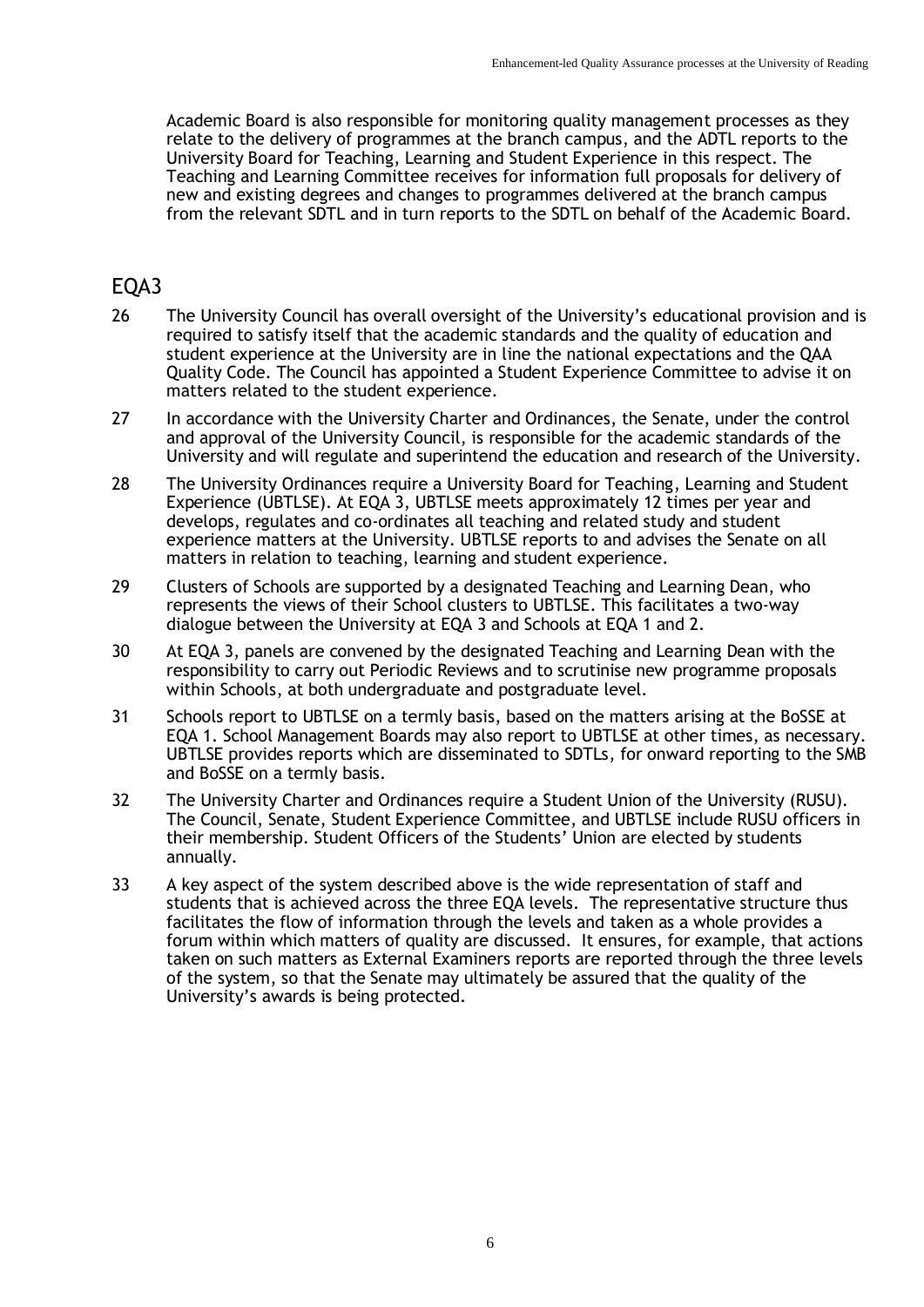Academic Board is also responsible for monitoring quality management processes as they relate to the delivery of programmes at the branch campus, and the ADTL reports to the University Board for Teaching, Learning and Student Experience in this respect. The Teaching and Learning Committee receives for information full proposals for delivery of new and existing degrees and changes to programmes delivered at the branch campus from the relevant SDTL and in turn reports to the SDTL on behalf of the Academic Board.

## EQA3

26 The University Council has overall oversight of the University's educational provision and is required to satisfy itself that the academic standards and the quality of education and student experience at the University are in line the national expectations and the QAA Quality Code. The Council has appointed a Student Experience Committee to advise it on matters related to the student experience.

27 In accordance with the University Charter and Ordinances, the Senate, under the control and approval of the University Council, is responsible for the academic standards of the University and will regulate and superintend the education and research of the University.

28 The University Ordinances require a University Board for Teaching, Learning and Student Experience (UBTLSE). At EQA 3, UBTLSE meets approximately 12 times per year and develops, regulates and co-ordinates all teaching and related study and student experience matters at the University. UBTLSE reports to and advises the Senate on all matters in relation to teaching, learning and student experience.

29 Clusters of Schools are supported by a designated Teaching and Learning Dean, who represents the views of their School clusters to UBTLSE. This facilitates a two-way dialogue between the University at EQA 3 and Schools at EQA 1 and 2.

30 At EQA 3, panels are convened by the designated Teaching and Learning Dean with the responsibility to carry out Periodic Reviews and to scrutinise new programme proposals within Schools, at both undergraduate and postgraduate level.

31 Schools report to UBTLSE on a termly basis, based on the matters arising at the BoSSE at EQA 1. School Management Boards may also report to UBTLSE at other times, as necessary. UBTLSE provides reports which are disseminated to SDTLs, for onward reporting to the SMB and BoSSE on a termly basis.

32 The University Charter and Ordinances require a Student Union of the University (RUSU). The Council, Senate, Student Experience Committee, and UBTLSE include RUSU officers in their membership. Student Officers of the Students' Union are elected by students annually.

33 A key aspect of the system described above is the wide representation of staff and students that is achieved across the three EQA levels. The representative structure thus facilitates the flow of information through the levels and taken as a whole provides a forum within which matters of quality are discussed. It ensures, for example, that actions taken on such matters as External Examiners reports are reported through the three levels of the system, so that the Senate may ultimately be assured that the quality of the University's awards is being protected.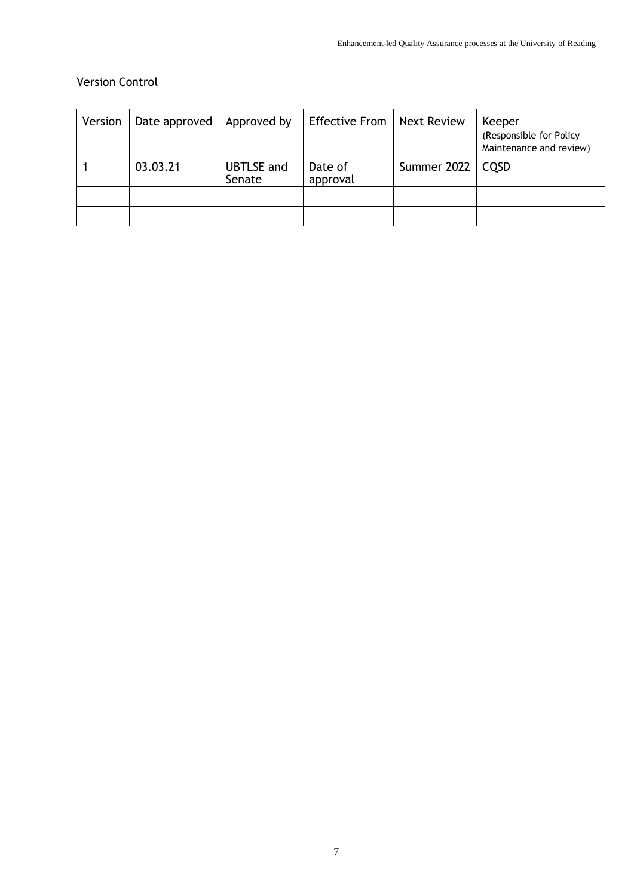## Version Control

| Version | Date approved | Approved by | Effective From | Next Review | Keeper (Responsible for Policy Maintenance and review) |
|---|---|---|---|---|---|
| 1 | 03.03.21 | UBTLSE and Senate | Date of approval | Summer 2022 | CQSD |
| | | | | | |
| | | | | | |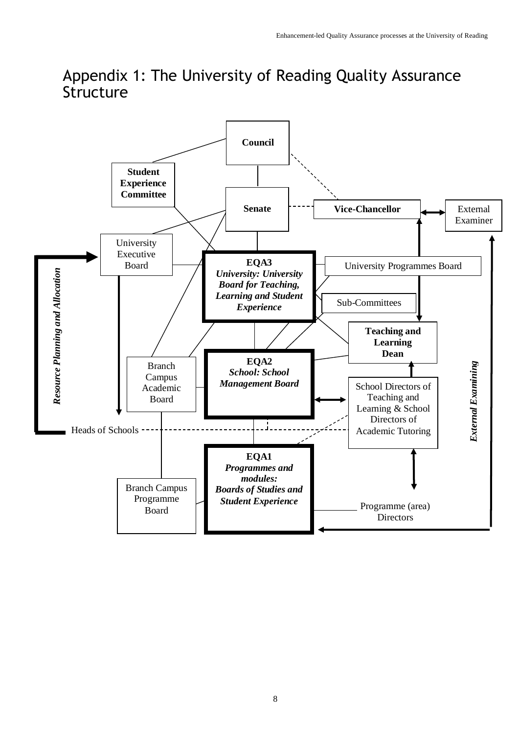# Appendix 1: The University of Reading Quality Assurance Structure

**Council**

**Student Experience Committee**

**Senate**

**Vice-Chancellor**

External Examiner

University Executive Board

***Resource Planning and Allocation***

**EQA3**
***University: University Board for Teaching, Learning and Student Experience***

University Programmes Board

Sub-Committees

**Teaching and Learning Dean**

Branch Campus Academic Board

**EQA2**
***School: School Management Board***

School Directors of Teaching and Learning & School Directors of Academic Tutoring

***External Examining***

Heads of Schools

**EQA1**
***Programmes and modules: Boards of Studies and Student Experience***

Branch Campus Programme Board

Programme (area) Directors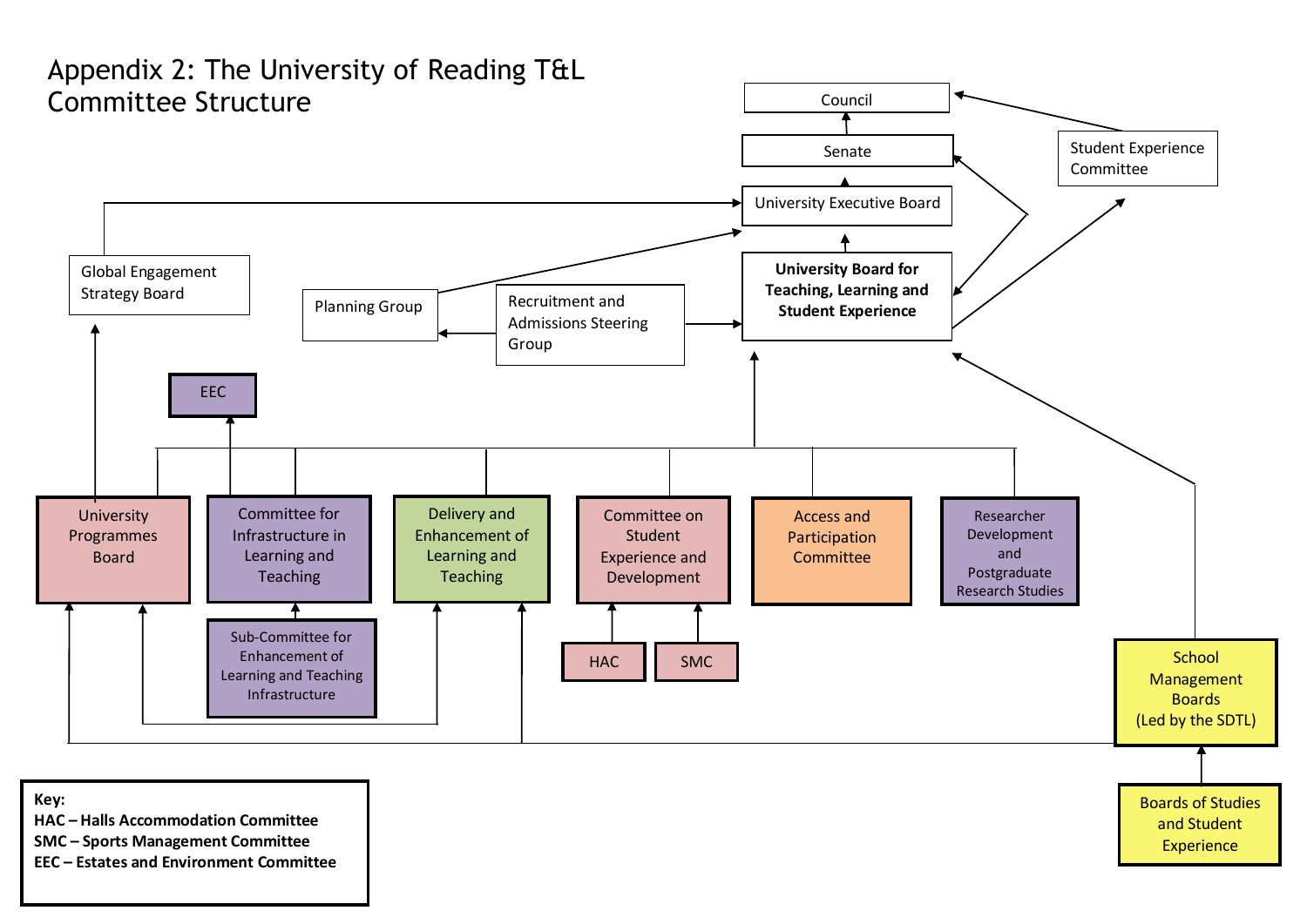# Appendix 2: The University of Reading T&L Committee Structure

Council

Senate

Student Experience Committee

University Executive Board

Global Engagement Strategy Board

Planning Group

Recruitment and Admissions Steering Group

**University Board for Teaching, Learning and Student Experience**

EEC

University Programmes Board

Committee for Infrastructure in Learning and Teaching

Delivery and Enhancement of Learning and Teaching

Committee on Student Experience and Development

Access and Participation Committee

Researcher Development and Postgraduate Research Studies

Sub-Committee for Enhancement of Learning and Teaching Infrastructure

HAC

SMC

School Management Boards (Led by the SDTL)

Boards of Studies and Student Experience

**Key:**
**HAC – Halls Accommodation Committee**
**SMC – Sports Management Committee**
**EEC – Estates and Environment Committee**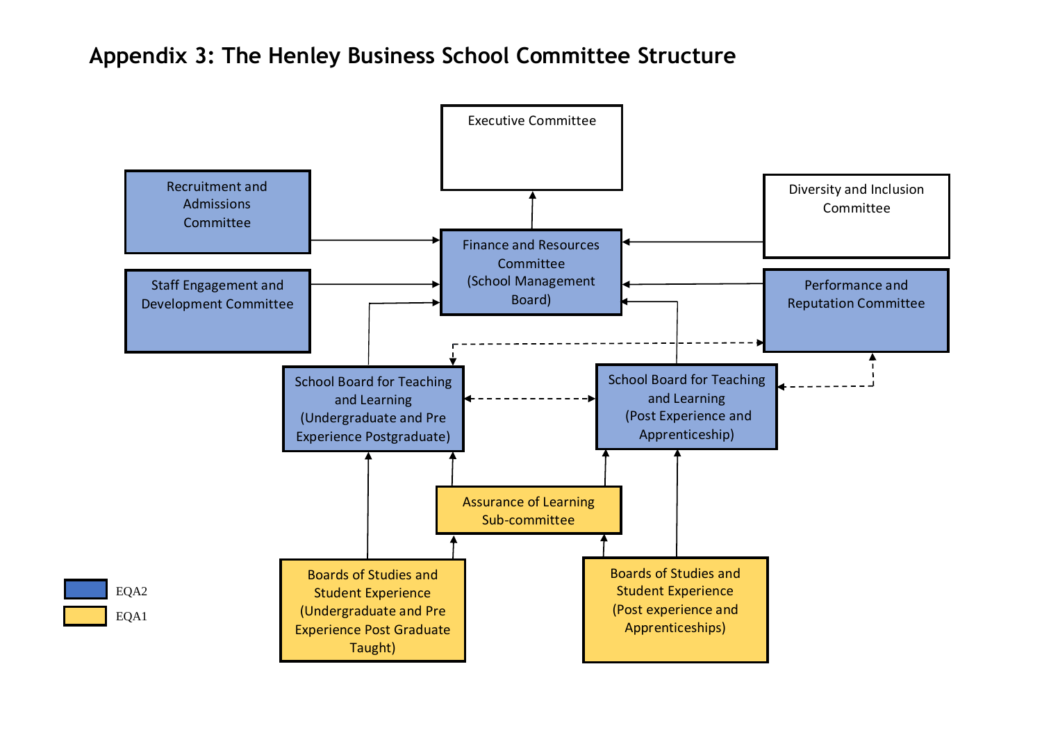## Appendix 3: The Henley Business School Committee Structure

Executive Committee

Recruitment and Admissions Committee

Diversity and Inclusion Committee

Finance and Resources Committee (School Management Board)

Staff Engagement and Development Committee

Performance and Reputation Committee

School Board for Teaching and Learning (Undergraduate and Pre Experience Postgraduate)

School Board for Teaching and Learning (Post Experience and Apprenticeship)

Assurance of Learning Sub-committee

Boards of Studies and Student Experience (Undergraduate and Pre Experience Post Graduate Taught)

Boards of Studies and Student Experience (Post experience and Apprenticeships)

EQA2

EQA1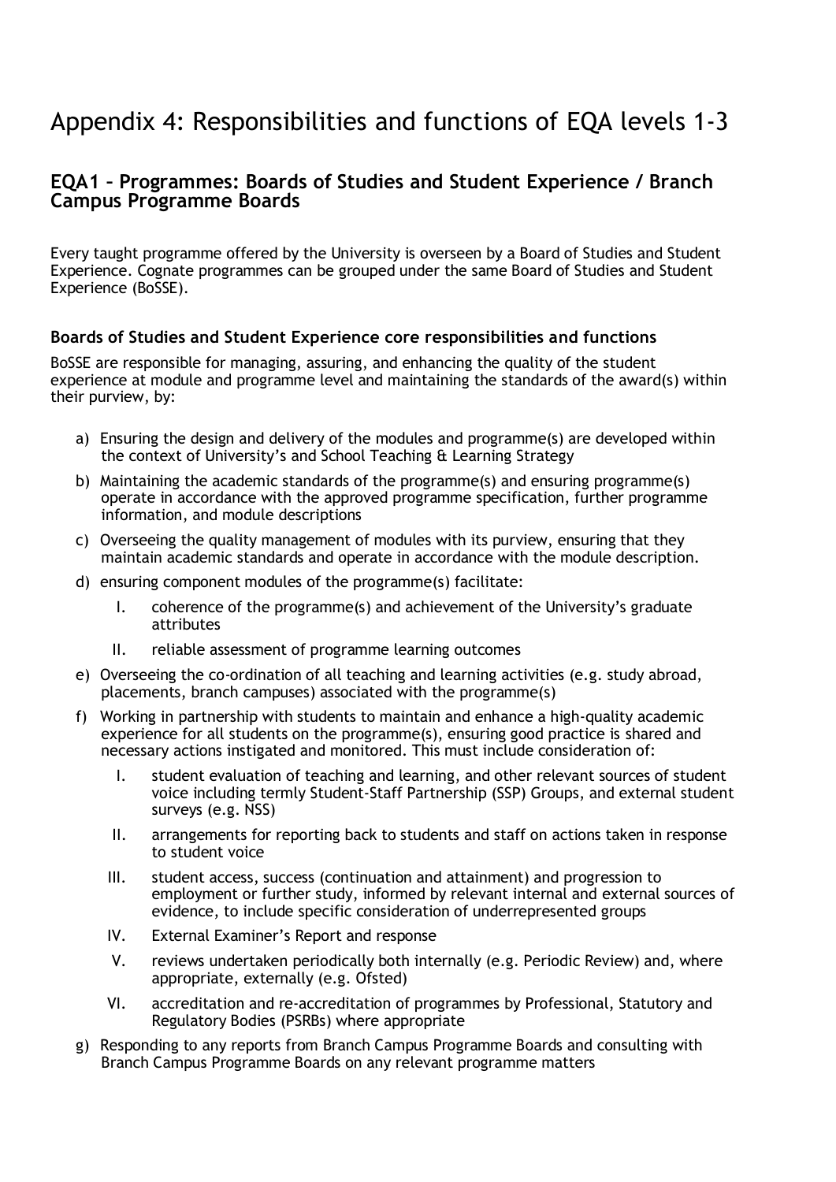# Appendix 4: Responsibilities and functions of EQA levels 1-3

## EQA1 – Programmes: Boards of Studies and Student Experience / Branch Campus Programme Boards

Every taught programme offered by the University is overseen by a Board of Studies and Student Experience. Cognate programmes can be grouped under the same Board of Studies and Student Experience (BoSSE).

### Boards of Studies and Student Experience core responsibilities and functions

BoSSE are responsible for managing, assuring, and enhancing the quality of the student experience at module and programme level and maintaining the standards of the award(s) within their purview, by:

a) Ensuring the design and delivery of the modules and programme(s) are developed within the context of University's and School Teaching & Learning Strategy
b) Maintaining the academic standards of the programme(s) and ensuring programme(s) operate in accordance with the approved programme specification, further programme information, and module descriptions
c) Overseeing the quality management of modules with its purview, ensuring that they maintain academic standards and operate in accordance with the module description.
d) ensuring component modules of the programme(s) facilitate:
    I. coherence of the programme(s) and achievement of the University's graduate attributes
    II. reliable assessment of programme learning outcomes
e) Overseeing the co-ordination of all teaching and learning activities (e.g. study abroad, placements, branch campuses) associated with the programme(s)
f) Working in partnership with students to maintain and enhance a high-quality academic experience for all students on the programme(s), ensuring good practice is shared and necessary actions instigated and monitored. This must include consideration of:
    I. student evaluation of teaching and learning, and other relevant sources of student voice including termly Student-Staff Partnership (SSP) Groups, and external student surveys (e.g. NSS)
    II. arrangements for reporting back to students and staff on actions taken in response to student voice
    III. student access, success (continuation and attainment) and progression to employment or further study, informed by relevant internal and external sources of evidence, to include specific consideration of underrepresented groups
    IV. External Examiner's Report and response
    V. reviews undertaken periodically both internally (e.g. Periodic Review) and, where appropriate, externally (e.g. Ofsted)
    VI. accreditation and re-accreditation of programmes by Professional, Statutory and Regulatory Bodies (PSRBs) where appropriate
g) Responding to any reports from Branch Campus Programme Boards and consulting with Branch Campus Programme Boards on any relevant programme matters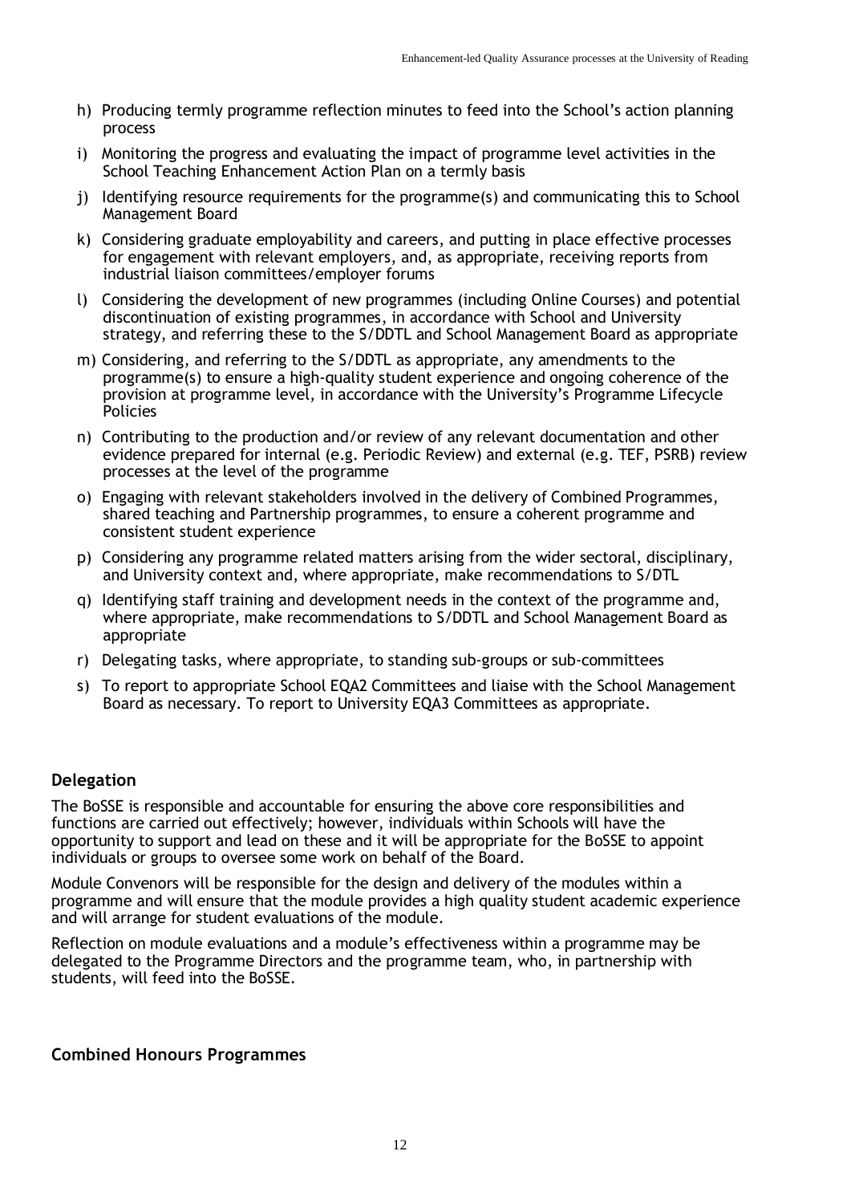h) Producing termly programme reflection minutes to feed into the School's action planning process
i) Monitoring the progress and evaluating the impact of programme level activities in the School Teaching Enhancement Action Plan on a termly basis
j) Identifying resource requirements for the programme(s) and communicating this to School Management Board
k) Considering graduate employability and careers, and putting in place effective processes for engagement with relevant employers, and, as appropriate, receiving reports from industrial liaison committees/employer forums
l) Considering the development of new programmes (including Online Courses) and potential discontinuation of existing programmes, in accordance with School and University strategy, and referring these to the S/DDTL and School Management Board as appropriate
m) Considering, and referring to the S/DDTL as appropriate, any amendments to the programme(s) to ensure a high-quality student experience and ongoing coherence of the provision at programme level, in accordance with the University's Programme Lifecycle Policies
n) Contributing to the production and/or review of any relevant documentation and other evidence prepared for internal (e.g. Periodic Review) and external (e.g. TEF, PSRB) review processes at the level of the programme
o) Engaging with relevant stakeholders involved in the delivery of Combined Programmes, shared teaching and Partnership programmes, to ensure a coherent programme and consistent student experience
p) Considering any programme related matters arising from the wider sectoral, disciplinary, and University context and, where appropriate, make recommendations to S/DTL
q) Identifying staff training and development needs in the context of the programme and, where appropriate, make recommendations to S/DDTL and School Management Board as appropriate
r) Delegating tasks, where appropriate, to standing sub-groups or sub-committees
s) To report to appropriate School EQA2 Committees and liaise with the School Management Board as necessary. To report to University EQA3 Committees as appropriate.

### Delegation

The BoSSE is responsible and accountable for ensuring the above core responsibilities and functions are carried out effectively; however, individuals within Schools will have the opportunity to support and lead on these and it will be appropriate for the BoSSE to appoint individuals or groups to oversee some work on behalf of the Board.

Module Convenors will be responsible for the design and delivery of the modules within a programme and will ensure that the module provides a high quality student academic experience and will arrange for student evaluations of the module.

Reflection on module evaluations and a module's effectiveness within a programme may be delegated to the Programme Directors and the programme team, who, in partnership with students, will feed into the BoSSE.

### Combined Honours Programmes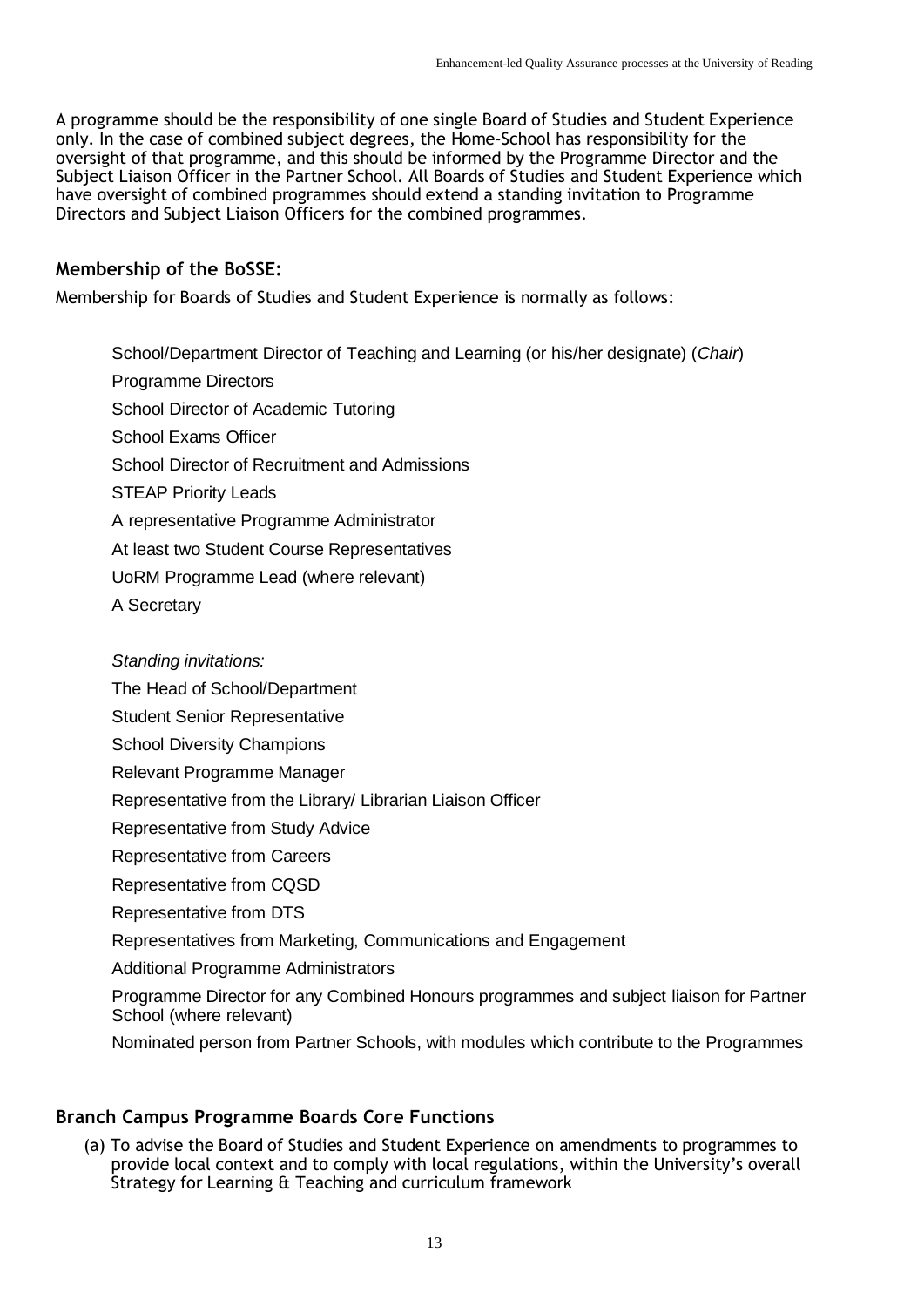A programme should be the responsibility of one single Board of Studies and Student Experience only. In the case of combined subject degrees, the Home-School has responsibility for the oversight of that programme, and this should be informed by the Programme Director and the Subject Liaison Officer in the Partner School. All Boards of Studies and Student Experience which have oversight of combined programmes should extend a standing invitation to Programme Directors and Subject Liaison Officers for the combined programmes.

### Membership of the BoSSE:

Membership for Boards of Studies and Student Experience is normally as follows:

School/Department Director of Teaching and Learning (or his/her designate) (*Chair*)

Programme Directors

School Director of Academic Tutoring

School Exams Officer

School Director of Recruitment and Admissions

STEAP Priority Leads

A representative Programme Administrator

At least two Student Course Representatives

UoRM Programme Lead (where relevant)

A Secretary

*Standing invitations:*

The Head of School/Department

Student Senior Representative

School Diversity Champions

Relevant Programme Manager

Representative from the Library/ Librarian Liaison Officer

Representative from Study Advice

Representative from Careers

Representative from CQSD

Representative from DTS

Representatives from Marketing, Communications and Engagement

Additional Programme Administrators

Programme Director for any Combined Honours programmes and subject liaison for Partner School (where relevant)

Nominated person from Partner Schools, with modules which contribute to the Programmes

### Branch Campus Programme Boards Core Functions

(a) To advise the Board of Studies and Student Experience on amendments to programmes to provide local context and to comply with local regulations, within the University's overall Strategy for Learning & Teaching and curriculum framework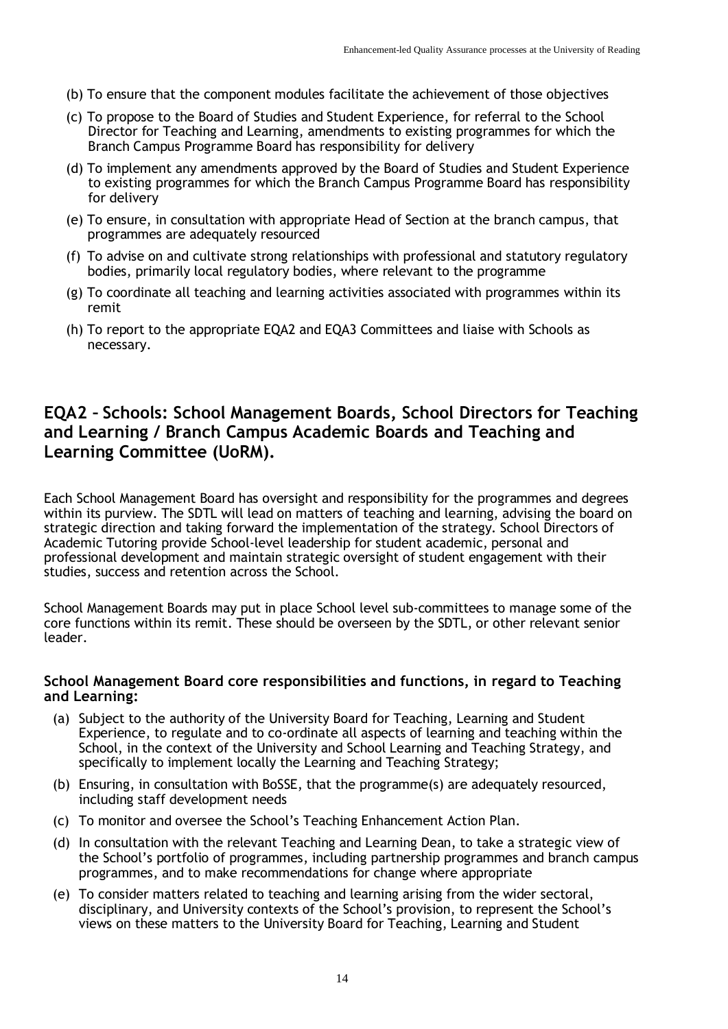(b) To ensure that the component modules facilitate the achievement of those objectives

(c) To propose to the Board of Studies and Student Experience, for referral to the School Director for Teaching and Learning, amendments to existing programmes for which the Branch Campus Programme Board has responsibility for delivery

(d) To implement any amendments approved by the Board of Studies and Student Experience to existing programmes for which the Branch Campus Programme Board has responsibility for delivery

(e) To ensure, in consultation with appropriate Head of Section at the branch campus, that programmes are adequately resourced

(f) To advise on and cultivate strong relationships with professional and statutory regulatory bodies, primarily local regulatory bodies, where relevant to the programme

(g) To coordinate all teaching and learning activities associated with programmes within its remit

(h) To report to the appropriate EQA2 and EQA3 Committees and liaise with Schools as necessary.

## EQA2 – Schools: School Management Boards, School Directors for Teaching and Learning / Branch Campus Academic Boards and Teaching and Learning Committee (UoRM).

Each School Management Board has oversight and responsibility for the programmes and degrees within its purview. The SDTL will lead on matters of teaching and learning, advising the board on strategic direction and taking forward the implementation of the strategy. School Directors of Academic Tutoring provide School-level leadership for student academic, personal and professional development and maintain strategic oversight of student engagement with their studies, success and retention across the School.

School Management Boards may put in place School level sub-committees to manage some of the core functions within its remit. These should be overseen by the SDTL, or other relevant senior leader.

**School Management Board core responsibilities and functions, in regard to Teaching and Learning:**

(a) Subject to the authority of the University Board for Teaching, Learning and Student Experience, to regulate and to co-ordinate all aspects of learning and teaching within the School, in the context of the University and School Learning and Teaching Strategy, and specifically to implement locally the Learning and Teaching Strategy;

(b) Ensuring, in consultation with BoSSE, that the programme(s) are adequately resourced, including staff development needs

(c) To monitor and oversee the School's Teaching Enhancement Action Plan.

(d) In consultation with the relevant Teaching and Learning Dean, to take a strategic view of the School's portfolio of programmes, including partnership programmes and branch campus programmes, and to make recommendations for change where appropriate

(e) To consider matters related to teaching and learning arising from the wider sectoral, disciplinary, and University contexts of the School's provision, to represent the School's views on these matters to the University Board for Teaching, Learning and Student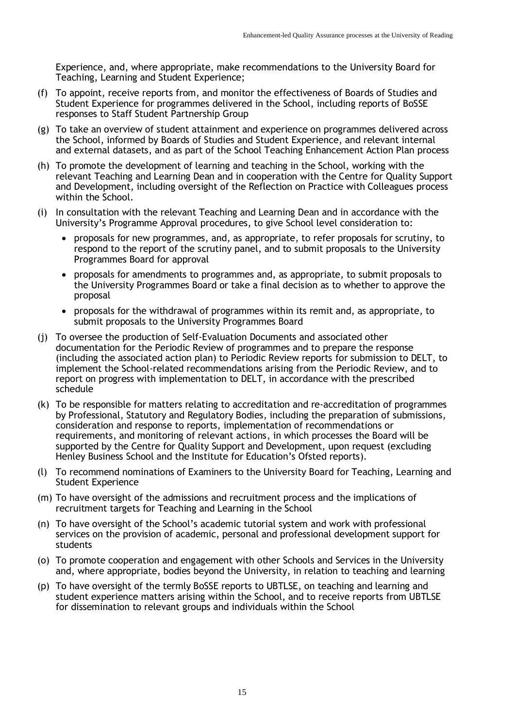Experience, and, where appropriate, make recommendations to the University Board for Teaching, Learning and Student Experience;

(f) To appoint, receive reports from, and monitor the effectiveness of Boards of Studies and Student Experience for programmes delivered in the School, including reports of BoSSE responses to Staff Student Partnership Group

(g) To take an overview of student attainment and experience on programmes delivered across the School, informed by Boards of Studies and Student Experience, and relevant internal and external datasets, and as part of the School Teaching Enhancement Action Plan process

(h) To promote the development of learning and teaching in the School, working with the relevant Teaching and Learning Dean and in cooperation with the Centre for Quality Support and Development, including oversight of the Reflection on Practice with Colleagues process within the School.

(i) In consultation with the relevant Teaching and Learning Dean and in accordance with the University's Programme Approval procedures, to give School level consideration to:

- proposals for new programmes, and, as appropriate, to refer proposals for scrutiny, to respond to the report of the scrutiny panel, and to submit proposals to the University Programmes Board for approval
- proposals for amendments to programmes and, as appropriate, to submit proposals to the University Programmes Board or take a final decision as to whether to approve the proposal
- proposals for the withdrawal of programmes within its remit and, as appropriate, to submit proposals to the University Programmes Board

(j) To oversee the production of Self-Evaluation Documents and associated other documentation for the Periodic Review of programmes and to prepare the response (including the associated action plan) to Periodic Review reports for submission to DELT, to implement the School-related recommendations arising from the Periodic Review, and to report on progress with implementation to DELT, in accordance with the prescribed schedule

(k) To be responsible for matters relating to accreditation and re-accreditation of programmes by Professional, Statutory and Regulatory Bodies, including the preparation of submissions, consideration and response to reports, implementation of recommendations or requirements, and monitoring of relevant actions, in which processes the Board will be supported by the Centre for Quality Support and Development, upon request (excluding Henley Business School and the Institute for Education's Ofsted reports).

(l) To recommend nominations of Examiners to the University Board for Teaching, Learning and Student Experience

(m) To have oversight of the admissions and recruitment process and the implications of recruitment targets for Teaching and Learning in the School

(n) To have oversight of the School's academic tutorial system and work with professional services on the provision of academic, personal and professional development support for students

(o) To promote cooperation and engagement with other Schools and Services in the University and, where appropriate, bodies beyond the University, in relation to teaching and learning

(p) To have oversight of the termly BoSSE reports to UBTLSE, on teaching and learning and student experience matters arising within the School, and to receive reports from UBTLSE for dissemination to relevant groups and individuals within the School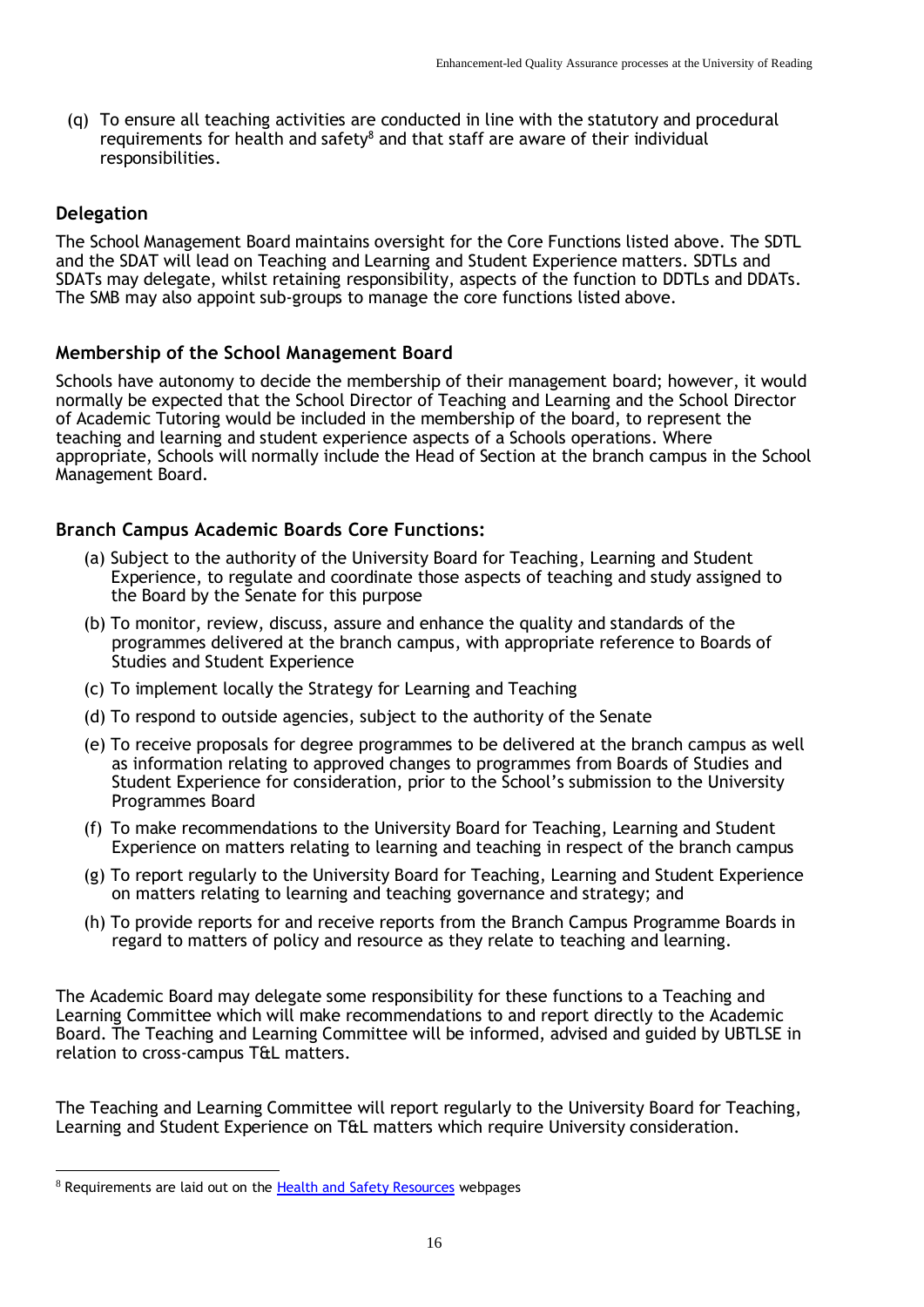(q) To ensure all teaching activities are conducted in line with the statutory and procedural requirements for health and safety[8] and that staff are aware of their individual responsibilities.

### Delegation

The School Management Board maintains oversight for the Core Functions listed above. The SDTL and the SDAT will lead on Teaching and Learning and Student Experience matters. SDTLs and SDATs may delegate, whilst retaining responsibility, aspects of the function to DDTLs and DDATs. The SMB may also appoint sub-groups to manage the core functions listed above.

### Membership of the School Management Board

Schools have autonomy to decide the membership of their management board; however, it would normally be expected that the School Director of Teaching and Learning and the School Director of Academic Tutoring would be included in the membership of the board, to represent the teaching and learning and student experience aspects of a Schools operations. Where appropriate, Schools will normally include the Head of Section at the branch campus in the School Management Board.

### Branch Campus Academic Boards Core Functions:

(a) Subject to the authority of the University Board for Teaching, Learning and Student Experience, to regulate and coordinate those aspects of teaching and study assigned to the Board by the Senate for this purpose

(b) To monitor, review, discuss, assure and enhance the quality and standards of the programmes delivered at the branch campus, with appropriate reference to Boards of Studies and Student Experience

(c) To implement locally the Strategy for Learning and Teaching

(d) To respond to outside agencies, subject to the authority of the Senate

(e) To receive proposals for degree programmes to be delivered at the branch campus as well as information relating to approved changes to programmes from Boards of Studies and Student Experience for consideration, prior to the School's submission to the University Programmes Board

(f) To make recommendations to the University Board for Teaching, Learning and Student Experience on matters relating to learning and teaching in respect of the branch campus

(g) To report regularly to the University Board for Teaching, Learning and Student Experience on matters relating to learning and teaching governance and strategy; and

(h) To provide reports for and receive reports from the Branch Campus Programme Boards in regard to matters of policy and resource as they relate to teaching and learning.

The Academic Board may delegate some responsibility for these functions to a Teaching and Learning Committee which will make recommendations to and report directly to the Academic Board. The Teaching and Learning Committee will be informed, advised and guided by UBTLSE in relation to cross-campus T&L matters.

The Teaching and Learning Committee will report regularly to the University Board for Teaching, Learning and Student Experience on T&L matters which require University consideration.

[8] Requirements are laid out on the Health and Safety Resources webpages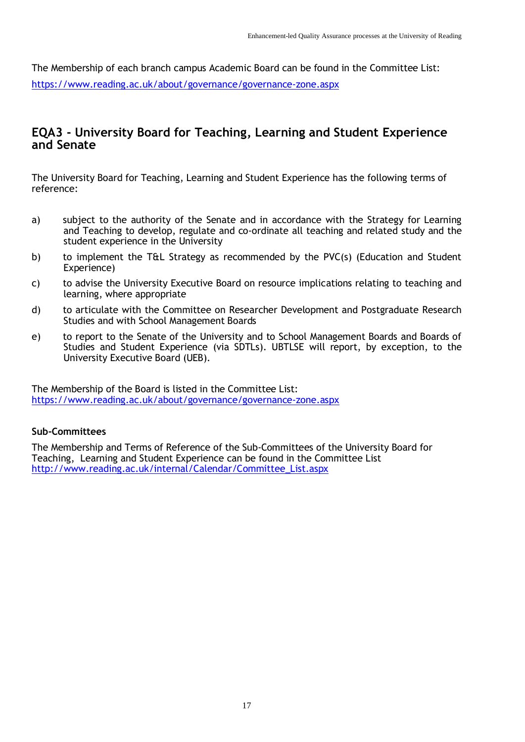The Membership of each branch campus Academic Board can be found in the Committee List: https://www.reading.ac.uk/about/governance/governance-zone.aspx

## EQA3 - University Board for Teaching, Learning and Student Experience and Senate

The University Board for Teaching, Learning and Student Experience has the following terms of reference:

a) subject to the authority of the Senate and in accordance with the Strategy for Learning and Teaching to develop, regulate and co-ordinate all teaching and related study and the student experience in the University

b) to implement the T&L Strategy as recommended by the PVC(s) (Education and Student Experience)

c) to advise the University Executive Board on resource implications relating to teaching and learning, where appropriate

d) to articulate with the Committee on Researcher Development and Postgraduate Research Studies and with School Management Boards

e) to report to the Senate of the University and to School Management Boards and Boards of Studies and Student Experience (via SDTLs). UBTLSE will report, by exception, to the University Executive Board (UEB).

The Membership of the Board is listed in the Committee List: https://www.reading.ac.uk/about/governance/governance-zone.aspx

**Sub-Committees**

The Membership and Terms of Reference of the Sub-Committees of the University Board for Teaching, Learning and Student Experience can be found in the Committee List http://www.reading.ac.uk/internal/Calendar/Committee_List.aspx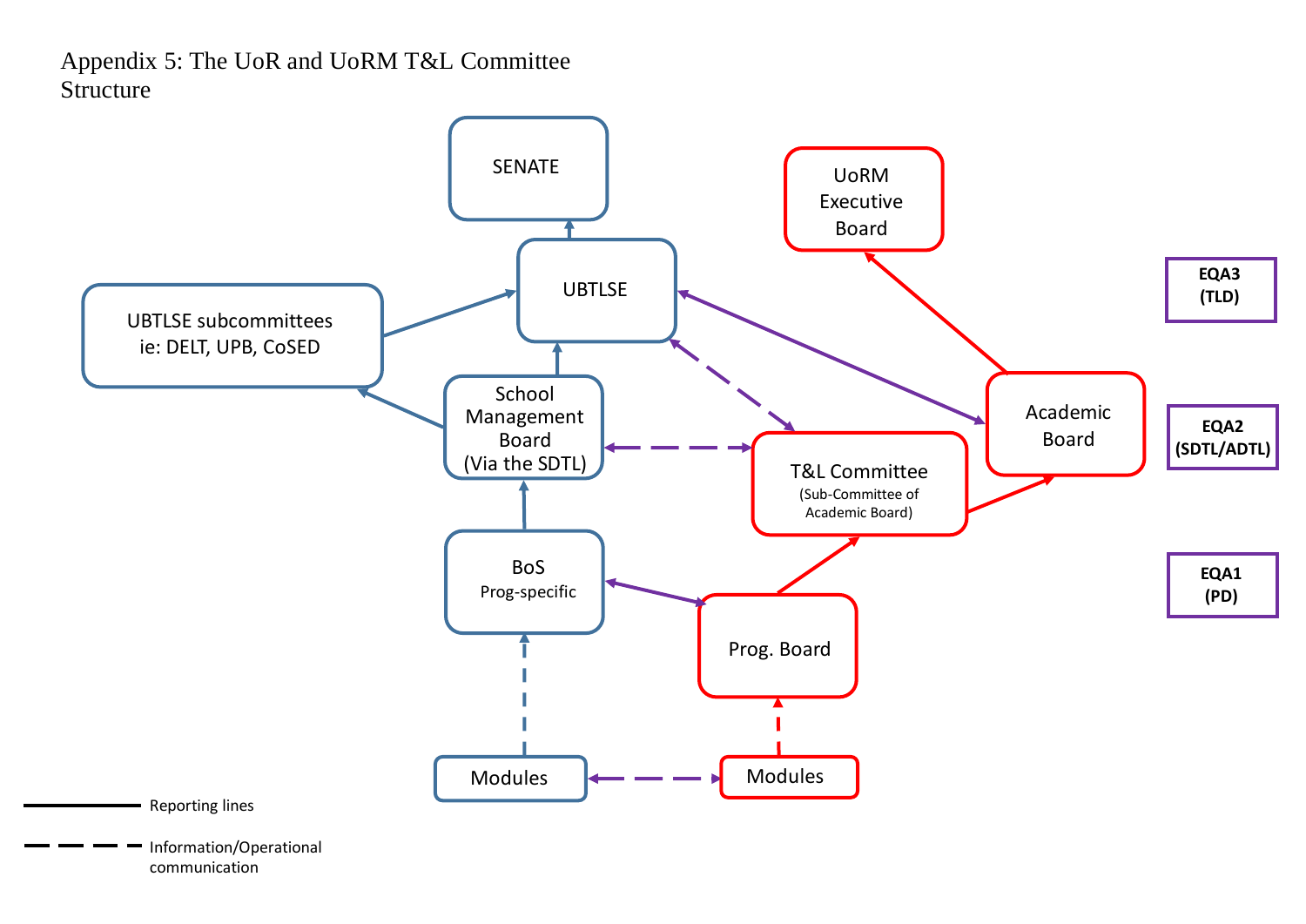Appendix 5: The UoR and UoRM T&L Committee Structure

SENATE

UBTLSE

UBTLSE subcommittees ie: DELT, UPB, CoSED

School Management Board (Via the SDTL)

BoS Prog-specific

Modules

UoRM Executive Board

Academic Board

T&L Committee (Sub-Committee of Academic Board)

Prog. Board

Modules

EQA3 (TLD)

EQA2 (SDTL/ADTL)

EQA1 (PD)

Reporting lines

Information/Operational communication